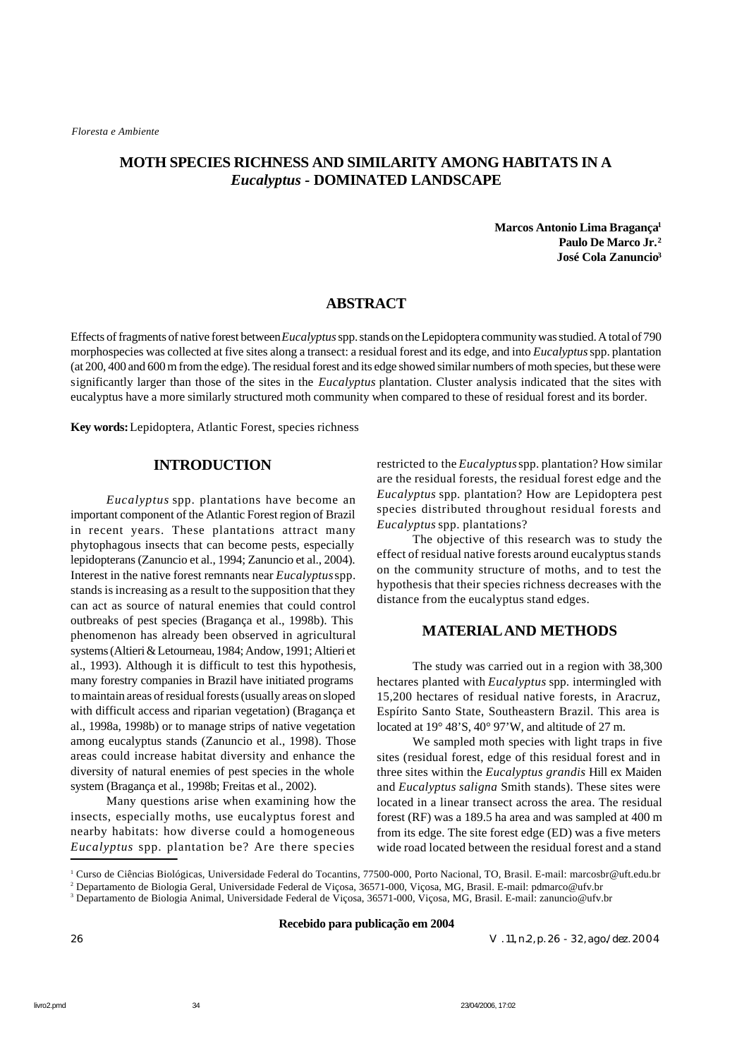# MOTH SPECIES RICHNESS AND SIMILARITY AMONG HABITATS IN A *Eucalyptus* - DOMINATED LANDSCAPE

**Marcos Antonio Lima Bragança[1]**
**Paulo De Marco Jr.[2]**
**José Cola Zanuncio[3]**

## ABSTRACT

Effects of fragments of native forest between *Eucalyptus* spp. stands on the Lepidoptera community was studied. A total of 790 morphospecies was collected at five sites along a transect: a residual forest and its edge, and into *Eucalyptus* spp. plantation (at 200, 400 and 600 m from the edge). The residual forest and its edge showed similar numbers of moth species, but these were significantly larger than those of the sites in the *Eucalyptus* plantation. Cluster analysis indicated that the sites with eucalyptus have a more similarly structured moth community when compared to these of residual forest and its border.

**Key words:** Lepidoptera, Atlantic Forest, species richness

## INTRODUCTION

*Eucalyptus* spp. plantations have become an important component of the Atlantic Forest region of Brazil in recent years. These plantations attract many phytophagous insects that can become pests, especially lepidopterans (Zanuncio et al., 1994; Zanuncio et al., 2004). Interest in the native forest remnants near *Eucalyptus* spp. stands is increasing as a result to the supposition that they can act as source of natural enemies that could control outbreaks of pest species (Bragança et al., 1998b). This phenomenon has already been observed in agricultural systems (Altieri & Letourneau, 1984; Andow, 1991; Altieri et al., 1993). Although it is difficult to test this hypothesis, many forestry companies in Brazil have initiated programs to maintain areas of residual forests (usually areas on sloped with difficult access and riparian vegetation) (Bragança et al., 1998a, 1998b) or to manage strips of native vegetation among eucalyptus stands (Zanuncio et al., 1998). Those areas could increase habitat diversity and enhance the diversity of natural enemies of pest species in the whole system (Bragança et al., 1998b; Freitas et al., 2002).

Many questions arise when examining how the insects, especially moths, use eucalyptus forest and nearby habitats: how diverse could a homogeneous *Eucalyptus* spp. plantation be? Are there species restricted to the *Eucalyptus* spp. plantation? How similar are the residual forests, the residual forest edge and the *Eucalyptus* spp. plantation? How are Lepidoptera pest species distributed throughout residual forests and *Eucalyptus* spp. plantations?

The objective of this research was to study the effect of residual native forests around eucalyptus stands on the community structure of moths, and to test the hypothesis that their species richness decreases with the distance from the eucalyptus stand edges.

## MATERIAL AND METHODS

The study was carried out in a region with 38,300 hectares planted with *Eucalyptus* spp. intermingled with 15,200 hectares of residual native forests, in Aracruz, Espírito Santo State, Southeastern Brazil. This area is located at 19° 48'S, 40° 97'W, and altitude of 27 m.

We sampled moth species with light traps in five sites (residual forest, edge of this residual forest and in three sites within the *Eucalyptus grandis* Hill ex Maiden and *Eucalyptus saligna* Smith stands). These sites were located in a linear transect across the area. The residual forest (RF) was a 189.5 ha area and was sampled at 400 m from its edge. The site forest edge (ED) was a five meters wide road located between the residual forest and a stand

---

[1] Curso de Ciências Biológicas, Universidade Federal do Tocantins, 77500-000, Porto Nacional, TO, Brasil. E-mail: marcosbr@uft.edu.br
[2] Departamento de Biologia Geral, Universidade Federal de Viçosa, 36571-000, Viçosa, MG, Brasil. E-mail: pdmarco@ufv.br
[3] Departamento de Biologia Animal, Universidade Federal de Viçosa, 36571-000, Viçosa, MG, Brasil. E-mail: zanuncio@ufv.br

**Recebido para publicação em 2004**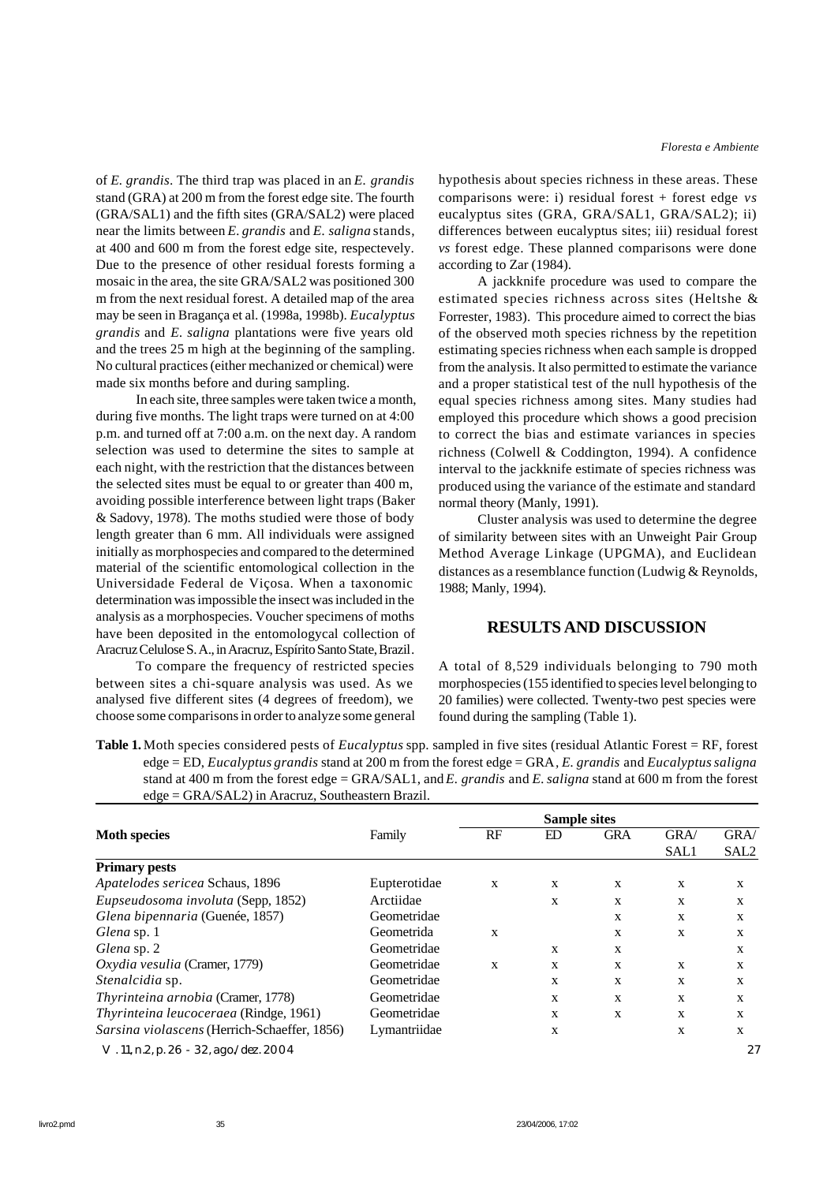of *E. grandis*. The third trap was placed in an *E. grandis* stand (GRA) at 200 m from the forest edge site. The fourth (GRA/SAL1) and the fifth sites (GRA/SAL2) were placed near the limits between *E. grandis* and *E. saligna* stands, at 400 and 600 m from the forest edge site, respectevely. Due to the presence of other residual forests forming a mosaic in the area, the site GRA/SAL2 was positioned 300 m from the next residual forest. A detailed map of the area may be seen in Bragança et al. (1998a, 1998b). *Eucalyptus grandis* and *E. saligna* plantations were five years old and the trees 25 m high at the beginning of the sampling. No cultural practices (either mechanized or chemical) were made six months before and during sampling.

In each site, three samples were taken twice a month, during five months. The light traps were turned on at 4:00 p.m. and turned off at 7:00 a.m. on the next day. A random selection was used to determine the sites to sample at each night, with the restriction that the distances between the selected sites must be equal to or greater than 400 m, avoiding possible interference between light traps (Baker & Sadovy, 1978). The moths studied were those of body length greater than 6 mm. All individuals were assigned initially as morphospecies and compared to the determined material of the scientific entomological collection in the Universidade Federal de Viçosa. When a taxonomic determination was impossible the insect was included in the analysis as a morphospecies. Voucher specimens of moths have been deposited in the entomologycal collection of Aracruz Celulose S. A., in Aracruz, Espírito Santo State, Brazil.

To compare the frequency of restricted species between sites a chi-square analysis was used. As we analysed five different sites (4 degrees of freedom), we choose some comparisons in order to analyze some general hypothesis about species richness in these areas. These comparisons were: i) residual forest + forest edge *vs* eucalyptus sites (GRA, GRA/SAL1, GRA/SAL2); ii) differences between eucalyptus sites; iii) residual forest *vs* forest edge. These planned comparisons were done according to Zar (1984).

A jackknife procedure was used to compare the estimated species richness across sites (Heltshe & Forrester, 1983). This procedure aimed to correct the bias of the observed moth species richness by the repetition estimating species richness when each sample is dropped from the analysis. It also permitted to estimate the variance and a proper statistical test of the null hypothesis of the equal species richness among sites. Many studies had employed this procedure which shows a good precision to correct the bias and estimate variances in species richness (Colwell & Coddington, 1994). A confidence interval to the jackknife estimate of species richness was produced using the variance of the estimate and standard normal theory (Manly, 1991).

Cluster analysis was used to determine the degree of similarity between sites with an Unweight Pair Group Method Average Linkage (UPGMA), and Euclidean distances as a resemblance function (Ludwig & Reynolds, 1988; Manly, 1994).

## RESULTS AND DISCUSSION

A total of 8,529 individuals belonging to 790 moth morphospecies (155 identified to species level belonging to 20 families) were collected. Twenty-two pest species were found during the sampling (Table 1).

**Table 1.** Moth species considered pests of *Eucalyptus* spp. sampled in five sites (residual Atlantic Forest = RF, forest edge = ED, *Eucalyptus grandis* stand at 200 m from the forest edge = GRA, *E. grandis* and *Eucalyptus saligna* stand at 400 m from the forest edge = GRA/SAL1, and *E. grandis* and *E. saligna* stand at 600 m from the forest edge = GRA/SAL2) in Aracruz, Southeastern Brazil.

| **Moth species** | Family | **Sample sites** | | | | |
|---|---|---|---|---|---|---|
| | | RF | ED | GRA | GRA/ SAL1 | GRA/ SAL2 |
| **Primary pests** | | | | | | |
| *Apatelodes sericea* Schaus, 1896 | Eupterotidae | x | x | x | x | x |
| *Eupseudosoma involuta* (Sepp, 1852) | Arctiidae | | x | x | x | x |
| *Glena bipennaria* (Guenée, 1857) | Geometridae | | | x | x | x |
| *Glena* sp. 1 | Geometrida | x | | x | x | x |
| *Glena* sp. 2 | Geometridae | | x | x | | x |
| *Oxydia vesulia* (Cramer, 1779) | Geometridae | x | x | x | x | x |
| *Stenalcidia* sp. | Geometridae | | x | x | x | x |
| *Thyrinteina arnobia* (Cramer, 1778) | Geometridae | | x | x | x | x |
| *Thyrinteina leucoceraea* (Rindge, 1961) | Geometridae | | x | x | x | x |
| *Sarsina violascens* (Herrich-Schaeffer, 1856) | Lymantriidae | | x | | x | x |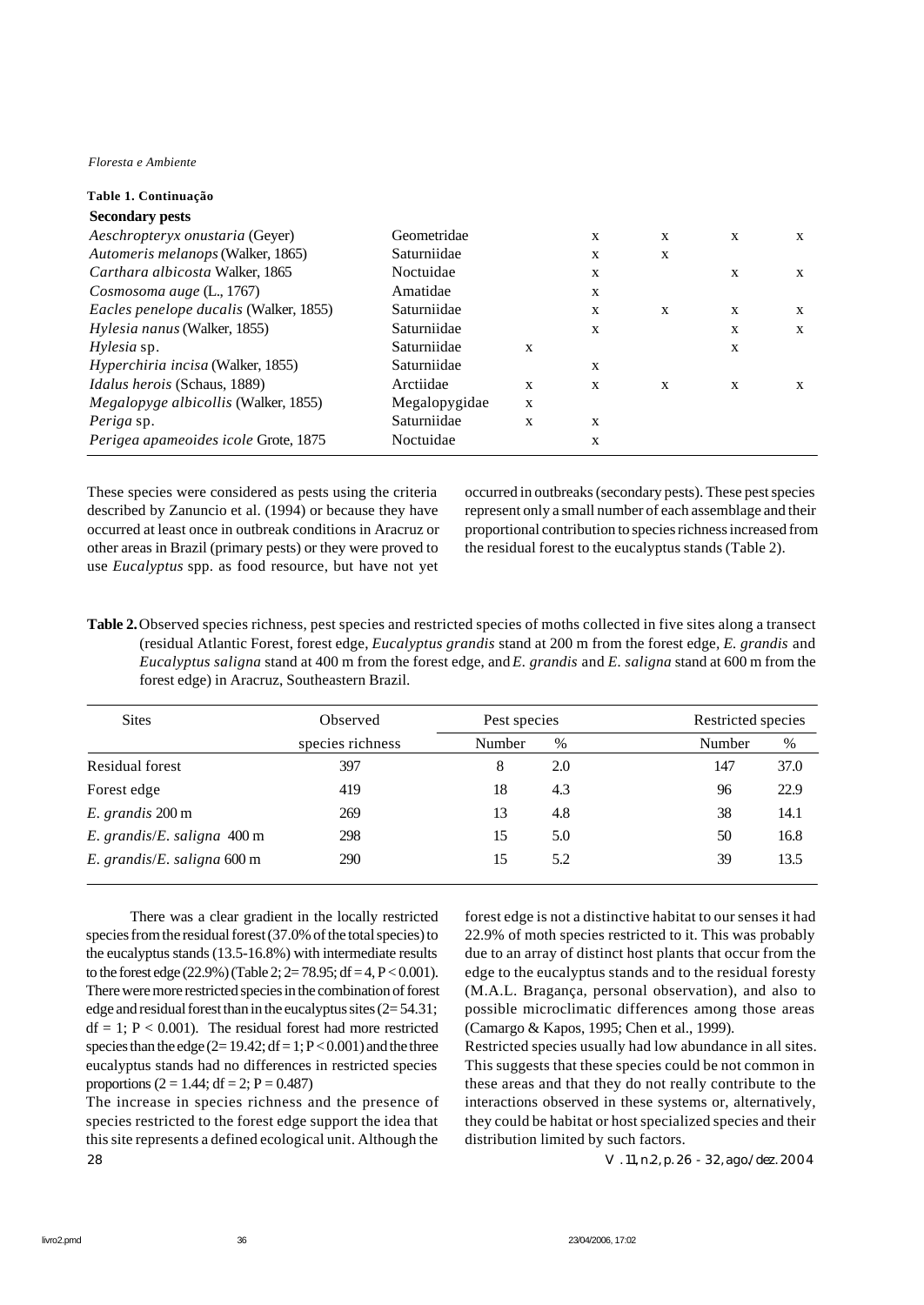**Table 1. Continuação**

| **Secondary pests** | | | | | | |
|---|---|---|---|---|---|---|
| *Aeschropteryx onustaria* (Geyer) | Geometridae | | x | x | x | x |
| *Automeris melanops* (Walker, 1865) | Saturniidae | | x | x | | |
| *Carthara albicosta* Walker, 1865 | Noctuidae | | x | | x | x |
| *Cosmosoma auge* (L., 1767) | Amatidae | | x | | | |
| *Eacles penelope ducalis* (Walker, 1855) | Saturniidae | | x | x | x | x |
| *Hylesia nanus* (Walker, 1855) | Saturniidae | | x | | x | x |
| *Hylesia* sp. | Saturniidae | x | | | x | |
| *Hyperchiria incisa* (Walker, 1855) | Saturniidae | | x | | | |
| *Idalus herois* (Schaus, 1889) | Arctiidae | x | x | x | x | x |
| *Megalopyge albicollis* (Walker, 1855) | Megalopygidae | x | | | | |
| *Periga* sp. | Saturniidae | x | x | | | |
| *Perigea apameoides icole* Grote, 1875 | Noctuidae | | x | | | |

These species were considered as pests using the criteria described by Zanuncio et al. (1994) or because they have occurred at least once in outbreak conditions in Aracruz or other areas in Brazil (primary pests) or they were proved to use *Eucalyptus* spp. as food resource, but have not yet occurred in outbreaks (secondary pests). These pest species represent only a small number of each assemblage and their proportional contribution to species richness increased from the residual forest to the eucalyptus stands (Table 2).

**Table 2.** Observed species richness, pest species and restricted species of moths collected in five sites along a transect (residual Atlantic Forest, forest edge, *Eucalyptus grandis* stand at 200 m from the forest edge, *E. grandis* and *Eucalyptus saligna* stand at 400 m from the forest edge, and *E. grandis* and *E. saligna* stand at 600 m from the forest edge) in Aracruz, Southeastern Brazil.

| Sites | Observed | Pest species | | Restricted species | |
|---|---|---|---|---|---|
| | species richness | Number | % | Number | % |
| Residual forest | 397 | 8 | 2.0 | 147 | 37.0 |
| Forest edge | 419 | 18 | 4.3 | 96 | 22.9 |
| *E. grandis* 200 m | 269 | 13 | 4.8 | 38 | 14.1 |
| *E. grandis*/*E. saligna* 400 m | 298 | 15 | 5.0 | 50 | 16.8 |
| *E. grandis*/*E. saligna* 600 m | 290 | 15 | 5.2 | 39 | 13.5 |

There was a clear gradient in the locally restricted species from the residual forest (37.0% of the total species) to the eucalyptus stands (13.5-16.8%) with intermediate results to the forest edge (22.9%) (Table 2; 2= 78.95; df = 4, P < 0.001). There were more restricted species in the combination of forest edge and residual forest than in the eucalyptus sites (2= 54.31; df = 1; P < 0.001). The residual forest had more restricted species than the edge (2= 19.42; df = 1; P < 0.001) and the three eucalyptus stands had no differences in restricted species proportions (2 = 1.44; df = 2; P = 0.487)

The increase in species richness and the presence of species restricted to the forest edge support the idea that this site represents a defined ecological unit. Although the forest edge is not a distinctive habitat to our senses it had 22.9% of moth species restricted to it. This was probably due to an array of distinct host plants that occur from the edge to the eucalyptus stands and to the residual foresty (M.A.L. Bragança, personal observation), and also to possible microclimatic differences among those areas (Camargo & Kapos, 1995; Chen et al., 1999).

Restricted species usually had low abundance in all sites. This suggests that these species could be not common in these areas and that they do not really contribute to the interactions observed in these systems or, alternatively, they could be habitat or host specialized species and their distribution limited by such factors.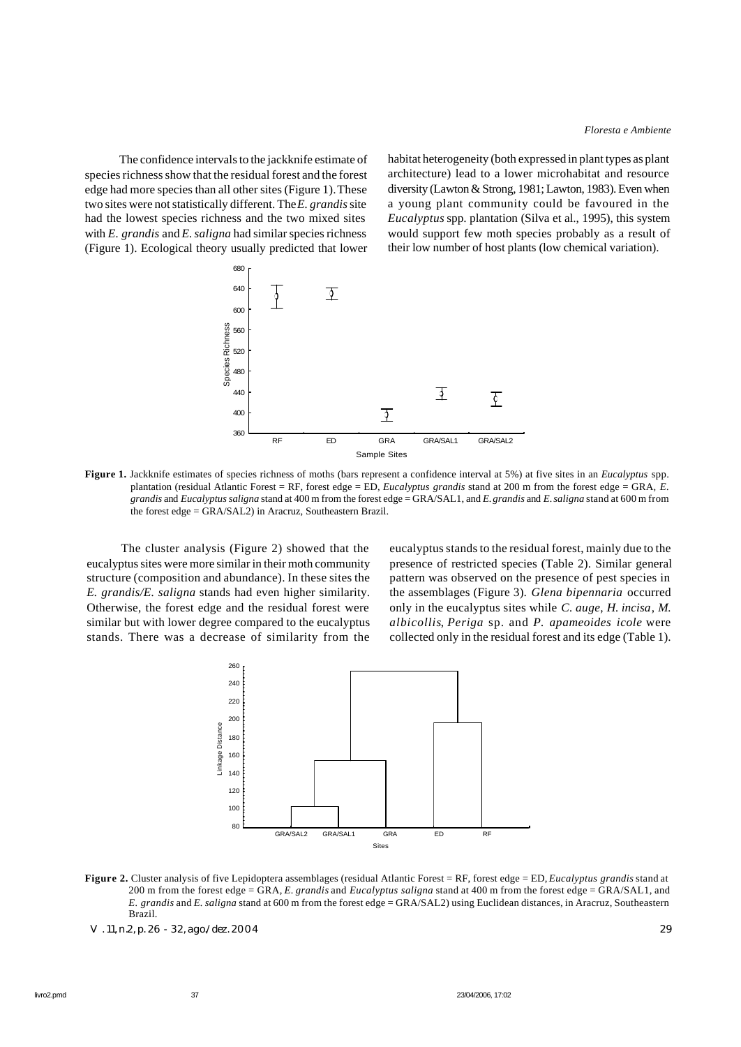The confidence intervals to the jackknife estimate of species richness show that the residual forest and the forest edge had more species than all other sites (Figure 1). These two sites were not statistically different. The *E. grandis* site had the lowest species richness and the two mixed sites with *E. grandis* and *E. saligna* had similar species richness (Figure 1). Ecological theory usually predicted that lower habitat heterogeneity (both expressed in plant types as plant architecture) lead to a lower microhabitat and resource diversity (Lawton & Strong, 1981; Lawton, 1983). Even when a young plant community could be favoured in the *Eucalyptus* spp. plantation (Silva et al., 1995), this system would support few moth species probably as a result of their low number of host plants (low chemical variation).

**Figure 1.** Jackknife estimates of species richness of moths (bars represent a confidence interval at 5%) at five sites in an *Eucalyptus* spp. plantation (residual Atlantic Forest = RF, forest edge = ED, *Eucalyptus grandis* stand at 200 m from the forest edge = GRA, *E. grandis* and *Eucalyptus saligna* stand at 400 m from the forest edge = GRA/SAL1, and *E. grandis* and *E. saligna* stand at 600 m from the forest edge = GRA/SAL2) in Aracruz, Southeastern Brazil.

The cluster analysis (Figure 2) showed that the eucalyptus sites were more similar in their moth community structure (composition and abundance). In these sites the *E. grandis/E. saligna* stands had even higher similarity. Otherwise, the forest edge and the residual forest were similar but with lower degree compared to the eucalyptus stands. There was a decrease of similarity from the eucalyptus stands to the residual forest, mainly due to the presence of restricted species (Table 2). Similar general pattern was observed on the presence of pest species in the assemblages (Figure 3). *Glena bipennaria* occurred only in the eucalyptus sites while *C. auge*, *H. incisa*, *M. albicollis*, *Periga* sp. and *P. apameoides icole* were collected only in the residual forest and its edge (Table 1).

**Figure 2.** Cluster analysis of five Lepidoptera assemblages (residual Atlantic Forest = RF, forest edge = ED, *Eucalyptus grandis* stand at 200 m from the forest edge = GRA, *E. grandis* and *Eucalyptus saligna* stand at 400 m from the forest edge = GRA/SAL1, and *E. grandis* and *E. saligna* stand at 600 m from the forest edge = GRA/SAL2) using Euclidean distances, in Aracruz, Southeastern Brazil.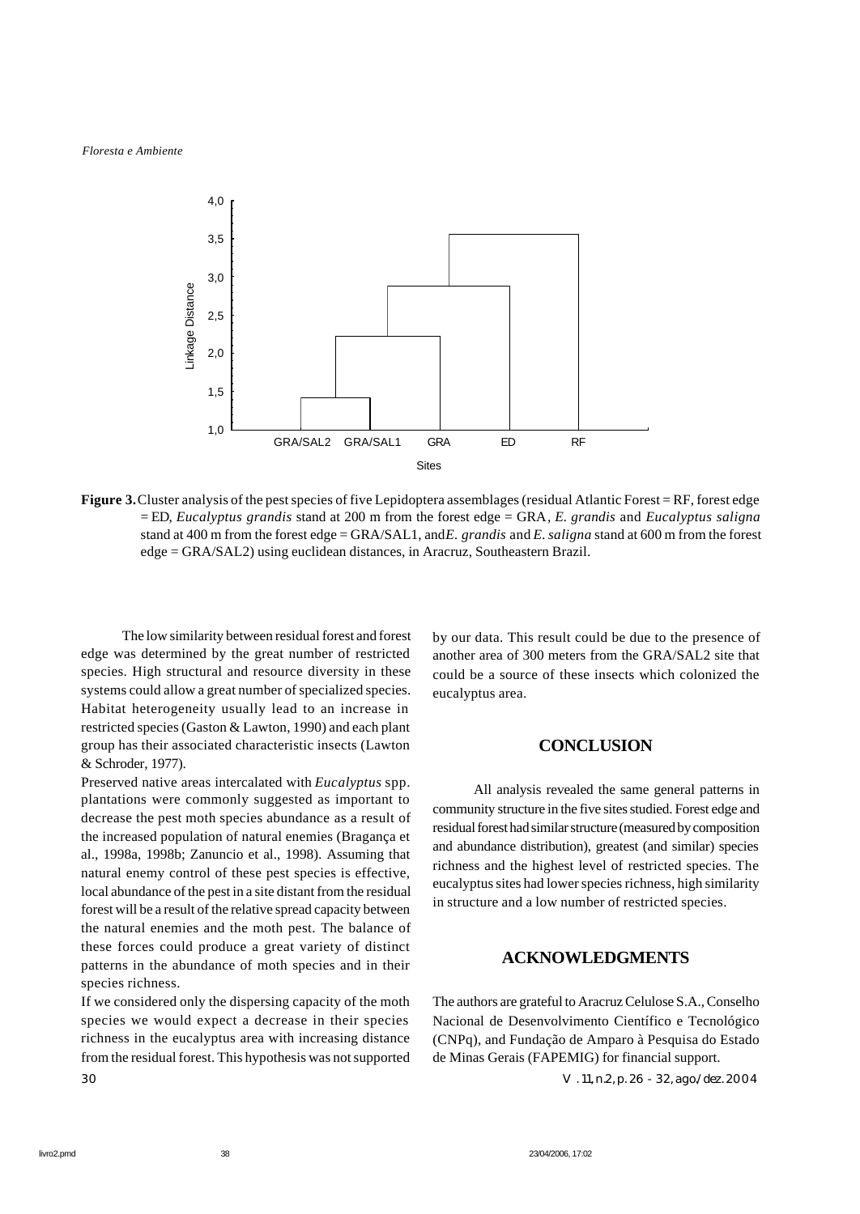**Figure 3.** Cluster analysis of the pest species of five Lepidoptera assemblages (residual Atlantic Forest = RF, forest edge = ED, *Eucalyptus grandis* stand at 200 m from the forest edge = GRA, *E. grandis* and *Eucalyptus saligna* stand at 400 m from the forest edge = GRA/SAL1, and *E. grandis* and *E. saligna* stand at 600 m from the forest edge = GRA/SAL2) using euclidean distances, in Aracruz, Southeastern Brazil.

The low similarity between residual forest and forest edge was determined by the great number of restricted species. High structural and resource diversity in these systems could allow a great number of specialized species. Habitat heterogeneity usually lead to an increase in restricted species (Gaston & Lawton, 1990) and each plant group has their associated characteristic insects (Lawton & Schroder, 1977).

Preserved native areas intercalated with *Eucalyptus* spp. plantations were commonly suggested as important to decrease the pest moth species abundance as a result of the increased population of natural enemies (Bragança et al., 1998a, 1998b; Zanuncio et al., 1998). Assuming that natural enemy control of these pest species is effective, local abundance of the pest in a site distant from the residual forest will be a result of the relative spread capacity between the natural enemies and the moth pest. The balance of these forces could produce a great variety of distinct patterns in the abundance of moth species and in their species richness.

If we considered only the dispersing capacity of the moth species we would expect a decrease in their species richness in the eucalyptus area with increasing distance from the residual forest. This hypothesis was not supported by our data. This result could be due to the presence of another area of 300 meters from the GRA/SAL2 site that could be a source of these insects which colonized the eucalyptus area.

## CONCLUSION

All analysis revealed the same general patterns in community structure in the five sites studied. Forest edge and residual forest had similar structure (measured by composition and abundance distribution), greatest (and similar) species richness and the highest level of restricted species. The eucalyptus sites had lower species richness, high similarity in structure and a low number of restricted species.

## ACKNOWLEDGMENTS

The authors are grateful to Aracruz Celulose S.A., Conselho Nacional de Desenvolvimento Científico e Tecnológico (CNPq), and Fundação de Amparo à Pesquisa do Estado de Minas Gerais (FAPEMIG) for financial support.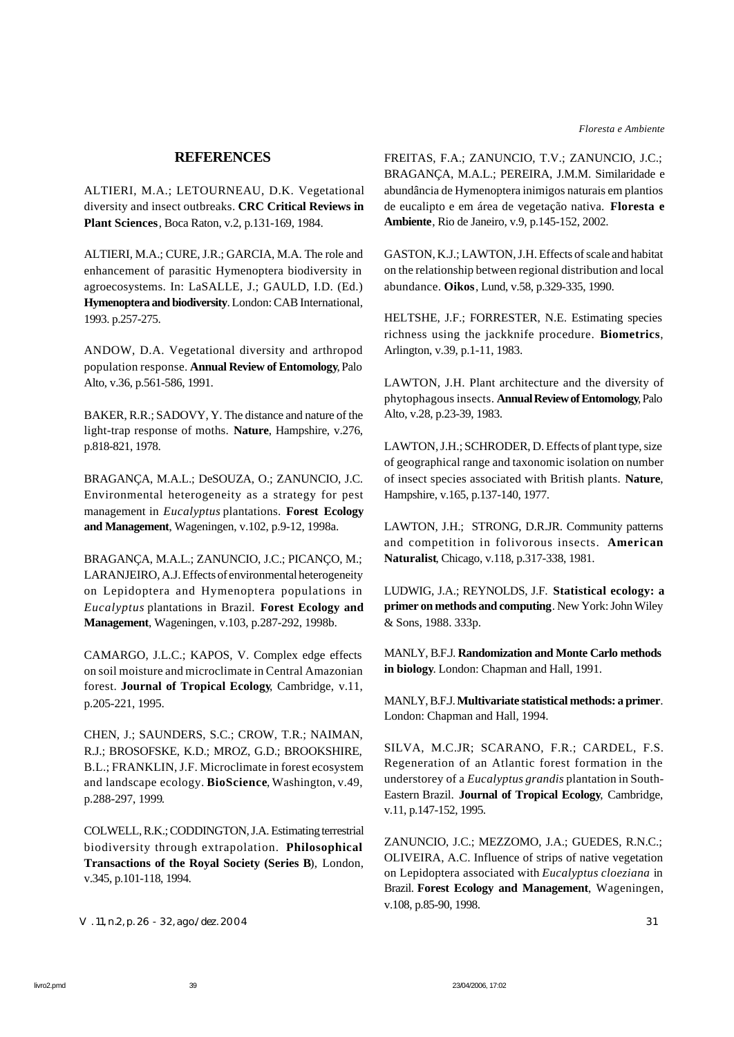## REFERENCES

ALTIERI, M.A.; LETOURNEAU, D.K. Vegetational diversity and insect outbreaks. **CRC Critical Reviews in Plant Sciences**, Boca Raton, v.2, p.131-169, 1984.

ALTIERI, M.A.; CURE, J.R.; GARCIA, M.A. The role and enhancement of parasitic Hymenoptera biodiversity in agroecosystems. In: LaSALLE, J.; GAULD, I.D. (Ed.) **Hymenoptera and biodiversity**. London: CAB International, 1993. p.257-275.

ANDOW, D.A. Vegetational diversity and arthropod population response. **Annual Review of Entomology**, Palo Alto, v.36, p.561-586, 1991.

BAKER, R.R.; SADOVY, Y. The distance and nature of the light-trap response of moths. **Nature**, Hampshire, v.276, p.818-821, 1978.

BRAGANÇA, M.A.L.; DeSOUZA, O.; ZANUNCIO, J.C. Environmental heterogeneity as a strategy for pest management in *Eucalyptus* plantations. **Forest Ecology and Management**, Wageningen, v.102, p.9-12, 1998a.

BRAGANÇA, M.A.L.; ZANUNCIO, J.C.; PICANÇO, M.; LARANJEIRO, A.J. Effects of environmental heterogeneity on Lepidoptera and Hymenoptera populations in *Eucalyptus* plantations in Brazil. **Forest Ecology and Management**, Wageningen, v.103, p.287-292, 1998b.

CAMARGO, J.L.C.; KAPOS, V. Complex edge effects on soil moisture and microclimate in Central Amazonian forest. **Journal of Tropical Ecology**, Cambridge, v.11, p.205-221, 1995.

CHEN, J.; SAUNDERS, S.C.; CROW, T.R.; NAIMAN, R.J.; BROSOFSKE, K.D.; MROZ, G.D.; BROOKSHIRE, B.L.; FRANKLIN, J.F. Microclimate in forest ecosystem and landscape ecology. **BioScience**, Washington, v.49, p.288-297, 1999.

COLWELL, R.K.; CODDINGTON, J.A. Estimating terrestrial biodiversity through extrapolation. **Philosophical Transactions of the Royal Society (Series B)**, London, v.345, p.101-118, 1994.

FREITAS, F.A.; ZANUNCIO, T.V.; ZANUNCIO, J.C.; BRAGANÇA, M.A.L.; PEREIRA, J.M.M. Similaridade e abundância de Hymenoptera inimigos naturais em plantios de eucalipto e em área de vegetação nativa. **Floresta e Ambiente**, Rio de Janeiro, v.9, p.145-152, 2002.

GASTON, K.J.; LAWTON, J.H. Effects of scale and habitat on the relationship between regional distribution and local abundance. **Oikos**, Lund, v.58, p.329-335, 1990.

HELTSHE, J.F.; FORRESTER, N.E. Estimating species richness using the jackknife procedure. **Biometrics**, Arlington, v.39, p.1-11, 1983.

LAWTON, J.H. Plant architecture and the diversity of phytophagous insects. **Annual Review of Entomology**, Palo Alto, v.28, p.23-39, 1983.

LAWTON, J.H.; SCHRODER, D. Effects of plant type, size of geographical range and taxonomic isolation on number of insect species associated with British plants. **Nature**, Hampshire, v.165, p.137-140, 1977.

LAWTON, J.H.; STRONG, D.R.JR. Community patterns and competition in folivorous insects. **American Naturalist**, Chicago, v.118, p.317-338, 1981.

LUDWIG, J.A.; REYNOLDS, J.F. **Statistical ecology: a primer on methods and computing**. New York: John Wiley & Sons, 1988. 333p.

MANLY, B.F.J. **Randomization and Monte Carlo methods in biology**. London: Chapman and Hall, 1991.

MANLY, B.F.J. **Multivariate statistical methods: a primer**. London: Chapman and Hall, 1994.

SILVA, M.C.JR; SCARANO, F.R.; CARDEL, F.S. Regeneration of an Atlantic forest formation in the understorey of a *Eucalyptus grandis* plantation in South-Eastern Brazil. **Journal of Tropical Ecology**, Cambridge, v.11, p.147-152, 1995.

ZANUNCIO, J.C.; MEZZOMO, J.A.; GUEDES, R.N.C.; OLIVEIRA, A.C. Influence of strips of native vegetation on Lepidoptera associated with *Eucalyptus cloeziana* in Brazil. **Forest Ecology and Management**, Wageningen, v.108, p.85-90, 1998.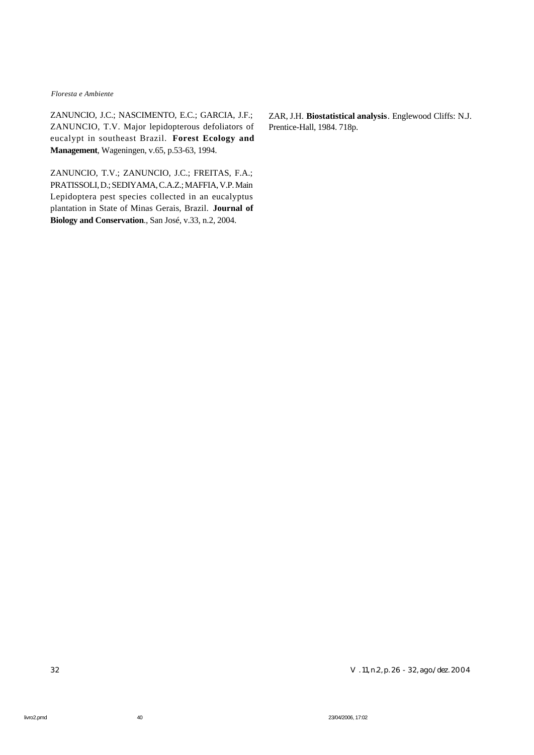ZANUNCIO, J.C.; NASCIMENTO, E.C.; GARCIA, J.F.; ZANUNCIO, T.V. Major lepidopterous defoliators of eucalypt in southeast Brazil. **Forest Ecology and Management**, Wageningen, v.65, p.53-63, 1994.

ZANUNCIO, T.V.; ZANUNCIO, J.C.; FREITAS, F.A.; PRATISSOLI, D.; SEDIYAMA, C.A.Z.; MAFFIA, V.P. Main Lepidoptera pest species collected in an eucalyptus plantation in State of Minas Gerais, Brazil. **Journal of Biology and Conservation**., San José, v.33, n.2, 2004.

ZAR, J.H. **Biostatistical analysis**. Englewood Cliffs: N.J. Prentice-Hall, 1984. 718p.